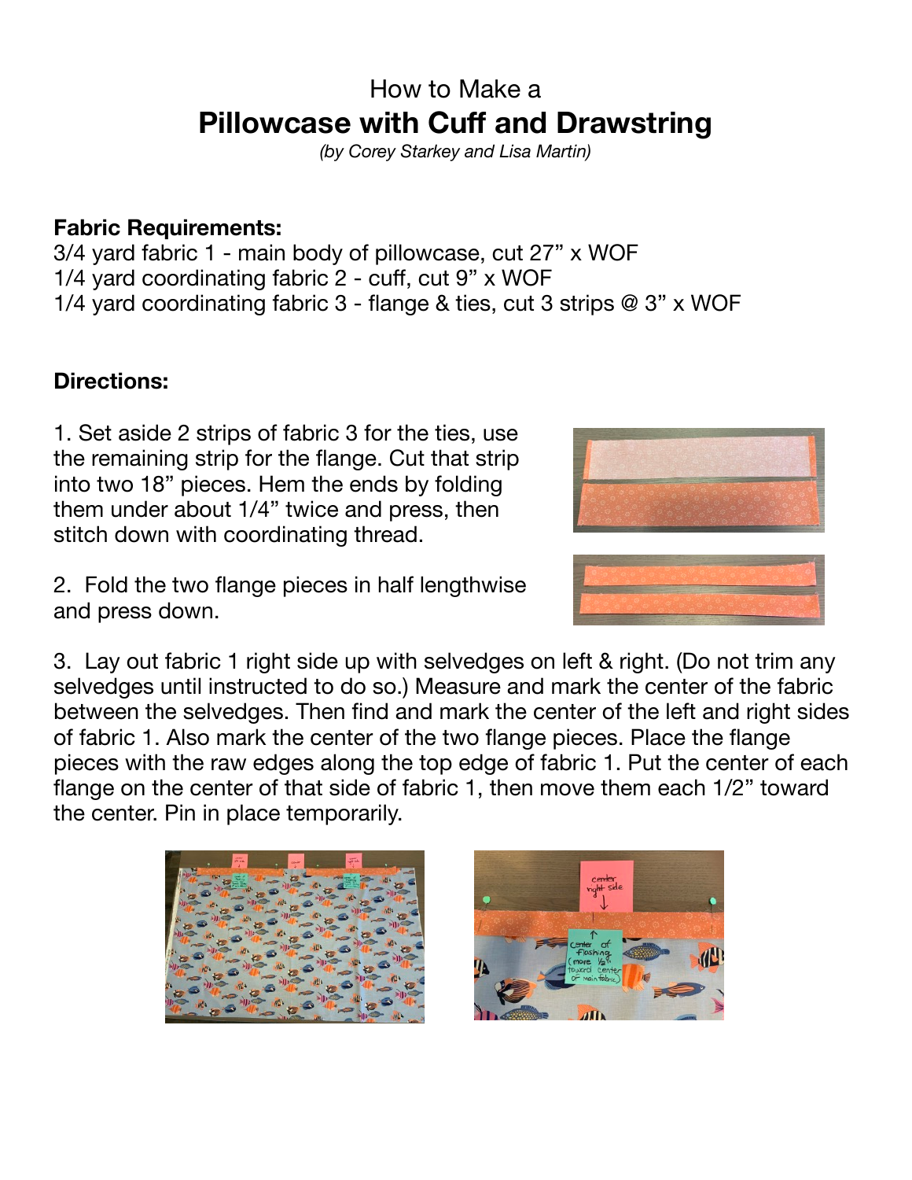How to Make a

# Pillowcase with Cuff and Drawstring

*(by Corey Starkey and Lisa Martin)*

**Fabric Requirements:**

3/4 yard fabric 1 - main body of pillowcase, cut 27” x WOF
1/4 yard coordinating fabric 2 - cuff, cut 9” x WOF
1/4 yard coordinating fabric 3 - flange & ties, cut 3 strips @ 3” x WOF

**Directions:**

1. Set aside 2 strips of fabric 3 for the ties, use the remaining strip for the flange. Cut that strip into two 18” pieces. Hem the ends by folding them under about 1/4” twice and press, then stitch down with coordinating thread.

2. Fold the two flange pieces in half lengthwise and press down.

3. Lay out fabric 1 right side up with selvedges on left & right. (Do not trim any selvedges until instructed to do so.) Measure and mark the center of the fabric between the selvedges. Then find and mark the center of the left and right sides of fabric 1. Also mark the center of the two flange pieces. Place the flange pieces with the raw edges along the top edge of fabric 1. Put the center of each flange on the center of that side of fabric 1, then move them each 1/2” toward the center. Pin in place temporarily.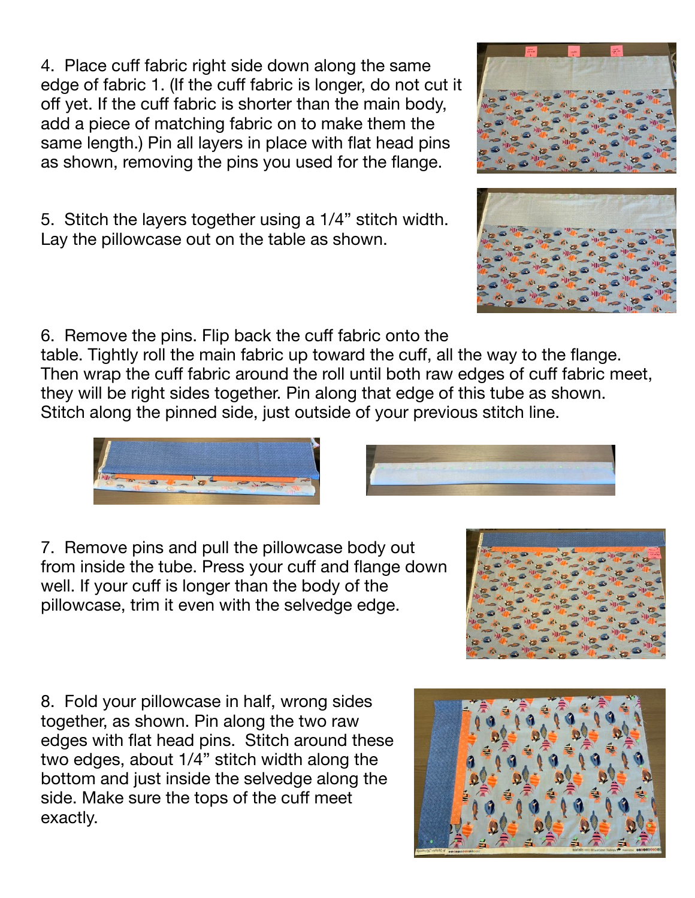4. Place cuff fabric right side down along the same edge of fabric 1. (If the cuff fabric is longer, do not cut it off yet. If the cuff fabric is shorter than the main body, add a piece of matching fabric on to make them the same length.) Pin all layers in place with flat head pins as shown, removing the pins you used for the flange.

5. Stitch the layers together using a 1/4" stitch width. Lay the pillowcase out on the table as shown.

6. Remove the pins. Flip back the cuff fabric onto the table. Tightly roll the main fabric up toward the cuff, all the way to the flange. Then wrap the cuff fabric around the roll until both raw edges of cuff fabric meet, they will be right sides together. Pin along that edge of this tube as shown. Stitch along the pinned side, just outside of your previous stitch line.

7. Remove pins and pull the pillowcase body out from inside the tube. Press your cuff and flange down well. If your cuff is longer than the body of the pillowcase, trim it even with the selvedge edge.

8. Fold your pillowcase in half, wrong sides together, as shown. Pin along the two raw edges with flat head pins. Stitch around these two edges, about 1/4" stitch width along the bottom and just inside the selvedge along the side. Make sure the tops of the cuff meet exactly.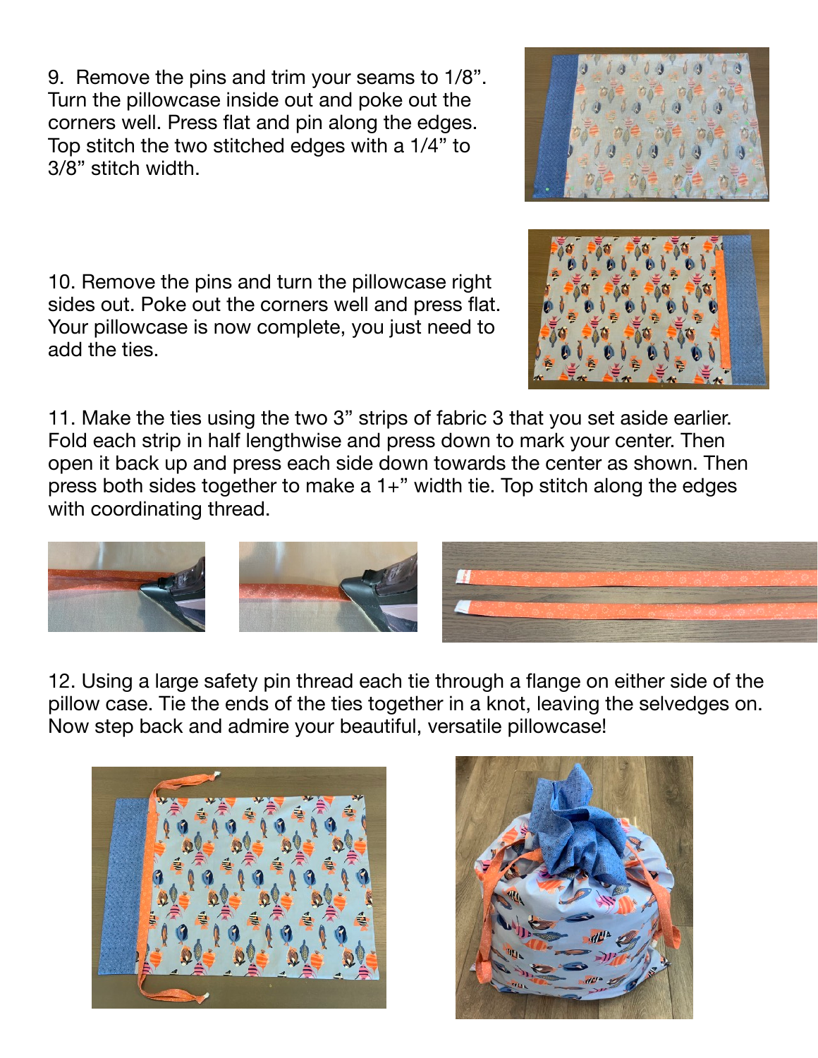9. Remove the pins and trim your seams to 1/8". Turn the pillowcase inside out and poke out the corners well. Press flat and pin along the edges. Top stitch the two stitched edges with a 1/4" to 3/8" stitch width.

10. Remove the pins and turn the pillowcase right sides out. Poke out the corners well and press flat. Your pillowcase is now complete, you just need to add the ties.

11. Make the ties using the two 3" strips of fabric 3 that you set aside earlier. Fold each strip in half lengthwise and press down to mark your center. Then open it back up and press each side down towards the center as shown. Then press both sides together to make a 1+" width tie. Top stitch along the edges with coordinating thread.

12. Using a large safety pin thread each tie through a flange on either side of the pillow case. Tie the ends of the ties together in a knot, leaving the selvedges on. Now step back and admire your beautiful, versatile pillowcase!